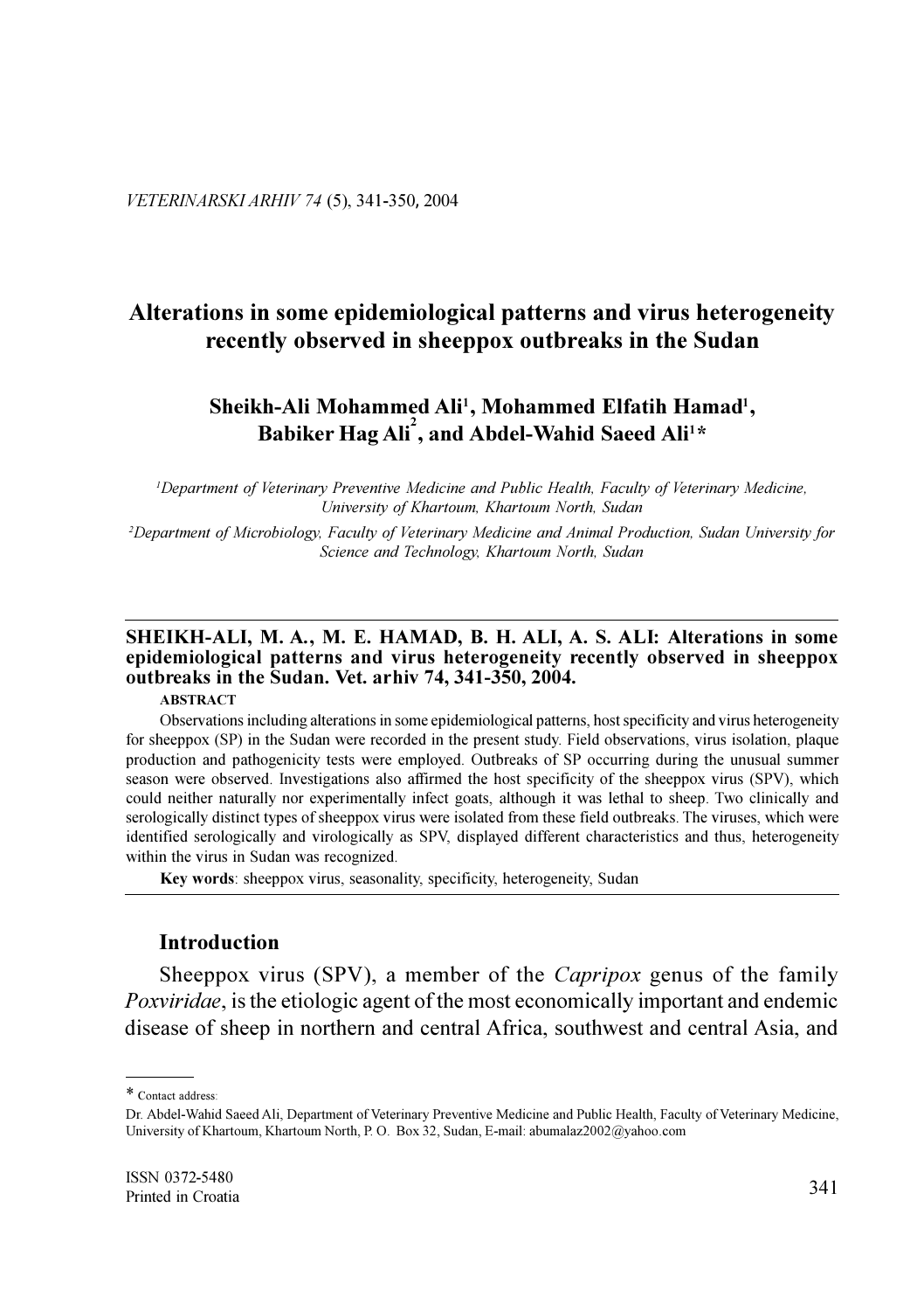# Alterations in some epidemiological patterns and virus heterogeneity recently observed in sheeppox outbreaks in the Sudan

**Sheikh-Ali Mohammed Ali[1], Mohammed Elfatih Hamad[1], Babiker Hag Ali[2], and Abdel-Wahid Saeed Ali[1]***

*[1]Department of Veterinary Preventive Medicine and Public Health, Faculty of Veterinary Medicine, University of Khartoum, Khartoum North, Sudan*

*[2]Department of Microbiology, Faculty of Veterinary Medicine and Animal Production, Sudan University for Science and Technology, Khartoum North, Sudan*

---

**SHEIKH-ALI, M. A., M. E. HAMAD, B. H. ALI, A. S. ALI: Alterations in some epidemiological patterns and virus heterogeneity recently observed in sheeppox outbreaks in the Sudan. Vet. arhiv 74, 341-350, 2004.**

**ABSTRACT**

Observations including alterations in some epidemiological patterns, host specificity and virus heterogeneity for sheeppox (SP) in the Sudan were recorded in the present study. Field observations, virus isolation, plaque production and pathogenicity tests were employed. Outbreaks of SP occurring during the unusual summer season were observed. Investigations also affirmed the host specificity of the sheeppox virus (SPV), which could neither naturally nor experimentally infect goats, although it was lethal to sheep. Two clinically and serologically distinct types of sheeppox virus were isolated from these field outbreaks. The viruses, which were identified serologically and virologically as SPV, displayed different characteristics and thus, heterogeneity within the virus in Sudan was recognized.

**Key words**: sheeppox virus, seasonality, specificity, heterogeneity, Sudan

---

## Introduction

Sheeppox virus (SPV), a member of the *Capripox* genus of the family *Poxviridae*, is the etiologic agent of the most economically important and endemic disease of sheep in northern and central Africa, southwest and central Asia, and

---

* Contact address:
Dr. Abdel-Wahid Saeed Ali, Department of Veterinary Preventive Medicine and Public Health, Faculty of Veterinary Medicine, University of Khartoum, Khartoum North, P. O. Box 32, Sudan, E-mail: abumalaz2002@yahoo.com

ISSN 0372-5480
Printed in Croatia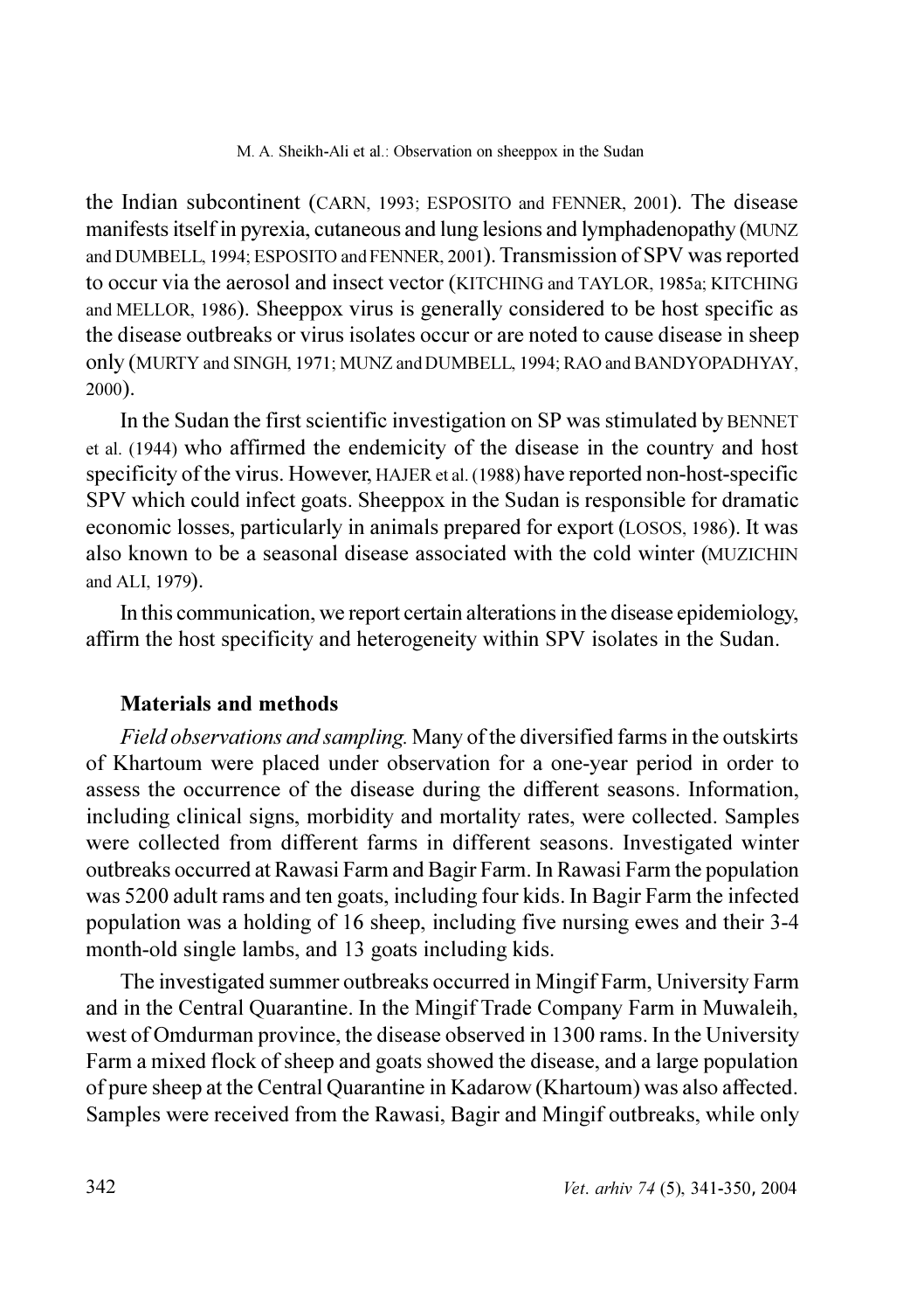the Indian subcontinent (CARN, 1993; ESPOSITO and FENNER, 2001). The disease manifests itself in pyrexia, cutaneous and lung lesions and lymphadenopathy (MUNZ and DUMBELL, 1994; ESPOSITO and FENNER, 2001). Transmission of SPV was reported to occur via the aerosol and insect vector (KITCHING and TAYLOR, 1985a; KITCHING and MELLOR, 1986). Sheeppox virus is generally considered to be host specific as the disease outbreaks or virus isolates occur or are noted to cause disease in sheep only (MURTY and SINGH, 1971; MUNZ and DUMBELL, 1994; RAO and BANDYOPADHYAY, 2000).

In the Sudan the first scientific investigation on SP was stimulated by BENNET et al. (1944) who affirmed the endemicity of the disease in the country and host specificity of the virus. However, HAJER et al. (1988) have reported non-host-specific SPV which could infect goats. Sheeppox in the Sudan is responsible for dramatic economic losses, particularly in animals prepared for export (LOSOS, 1986). It was also known to be a seasonal disease associated with the cold winter (MUZICHIN and ALI, 1979).

In this communication, we report certain alterations in the disease epidemiology, affirm the host specificity and heterogeneity within SPV isolates in the Sudan.

## Materials and methods

*Field observations and sampling.* Many of the diversified farms in the outskirts of Khartoum were placed under observation for a one-year period in order to assess the occurrence of the disease during the different seasons. Information, including clinical signs, morbidity and mortality rates, were collected. Samples were collected from different farms in different seasons. Investigated winter outbreaks occurred at Rawasi Farm and Bagir Farm. In Rawasi Farm the population was 5200 adult rams and ten goats, including four kids. In Bagir Farm the infected population was a holding of 16 sheep, including five nursing ewes and their 3-4 month-old single lambs, and 13 goats including kids.

The investigated summer outbreaks occurred in Mingif Farm, University Farm and in the Central Quarantine. In the Mingif Trade Company Farm in Muwaleih, west of Omdurman province, the disease observed in 1300 rams. In the University Farm a mixed flock of sheep and goats showed the disease, and a large population of pure sheep at the Central Quarantine in Kadarow (Khartoum) was also affected. Samples were received from the Rawasi, Bagir and Mingif outbreaks, while only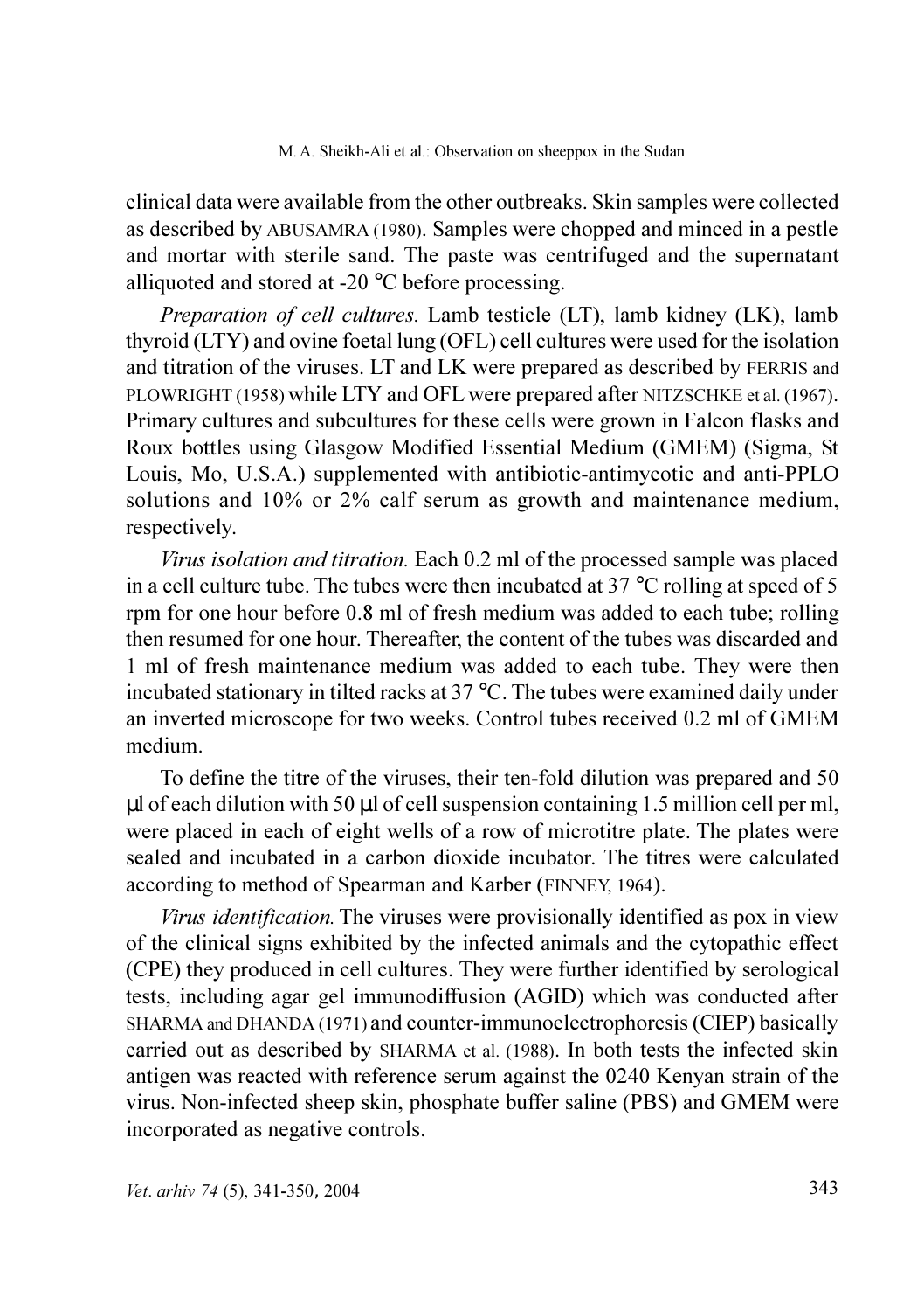clinical data were available from the other outbreaks. Skin samples were collected as described by ABUSAMRA (1980). Samples were chopped and minced in a pestle and mortar with sterile sand. The paste was centrifuged and the supernatant alliquoted and stored at -20 °C before processing.

*Preparation of cell cultures.* Lamb testicle (LT), lamb kidney (LK), lamb thyroid (LTY) and ovine foetal lung (OFL) cell cultures were used for the isolation and titration of the viruses. LT and LK were prepared as described by FERRIS and PLOWRIGHT (1958) while LTY and OFL were prepared after NITZSCHKE et al. (1967). Primary cultures and subcultures for these cells were grown in Falcon flasks and Roux bottles using Glasgow Modified Essential Medium (GMEM) (Sigma, St Louis, Mo, U.S.A.) supplemented with antibiotic-antimycotic and anti-PPLO solutions and 10% or 2% calf serum as growth and maintenance medium, respectively.

*Virus isolation and titration.* Each 0.2 ml of the processed sample was placed in a cell culture tube. The tubes were then incubated at 37 °C rolling at speed of 5 rpm for one hour before 0.8 ml of fresh medium was added to each tube; rolling then resumed for one hour. Thereafter, the content of the tubes was discarded and 1 ml of fresh maintenance medium was added to each tube. They were then incubated stationary in tilted racks at 37 °C. The tubes were examined daily under an inverted microscope for two weeks. Control tubes received 0.2 ml of GMEM medium.

To define the titre of the viruses, their ten-fold dilution was prepared and 50 μl of each dilution with 50 μl of cell suspension containing 1.5 million cell per ml, were placed in each of eight wells of a row of microtitre plate. The plates were sealed and incubated in a carbon dioxide incubator. The titres were calculated according to method of Spearman and Karber (FINNEY, 1964).

*Virus identification.* The viruses were provisionally identified as pox in view of the clinical signs exhibited by the infected animals and the cytopathic effect (CPE) they produced in cell cultures. They were further identified by serological tests, including agar gel immunodiffusion (AGID) which was conducted after SHARMA and DHANDA (1971) and counter-immunoelectrophoresis (CIEP) basically carried out as described by SHARMA et al. (1988). In both tests the infected skin antigen was reacted with reference serum against the 0240 Kenyan strain of the virus. Non-infected sheep skin, phosphate buffer saline (PBS) and GMEM were incorporated as negative controls.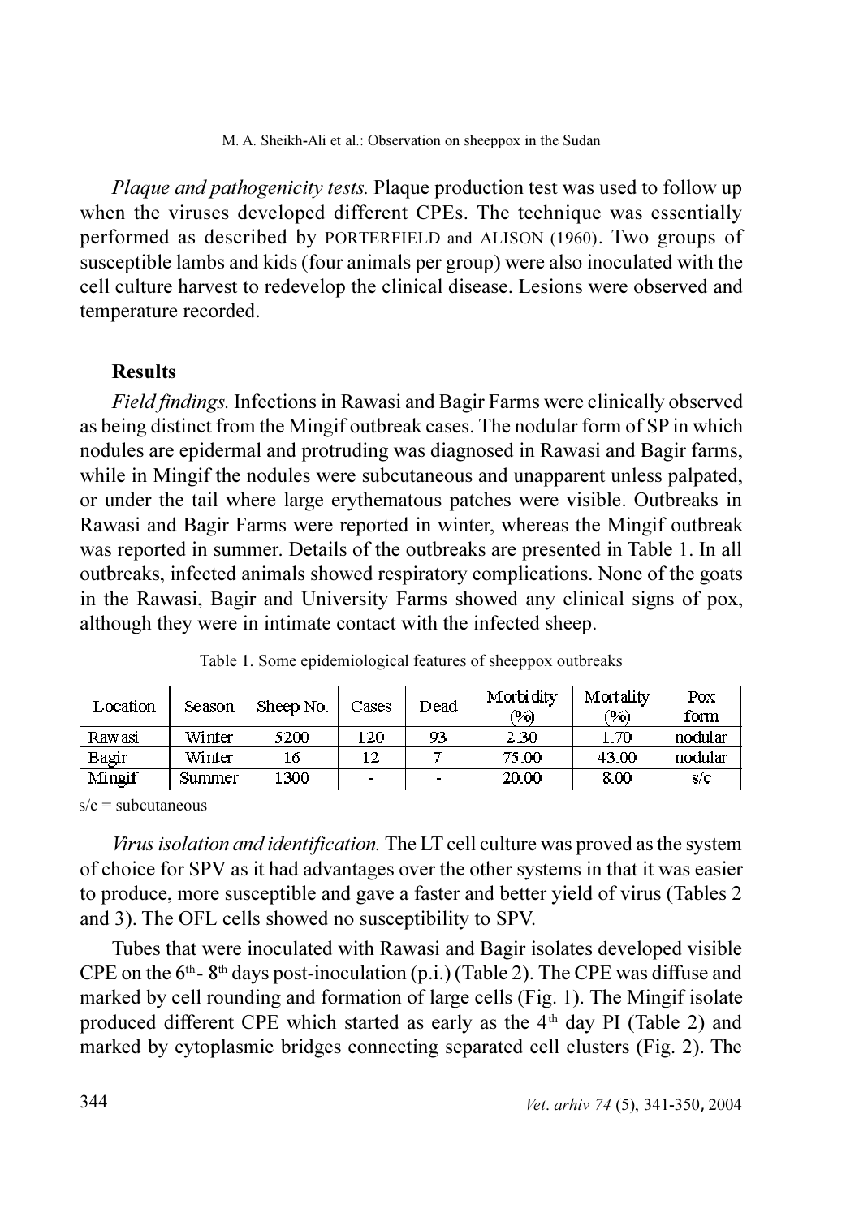*Plaque and pathogenicity tests.* Plaque production test was used to follow up when the viruses developed different CPEs. The technique was essentially performed as described by PORTERFIELD and ALISON (1960). Two groups of susceptible lambs and kids (four animals per group) were also inoculated with the cell culture harvest to redevelop the clinical disease. Lesions were observed and temperature recorded.

## Results

*Field findings.* Infections in Rawasi and Bagir Farms were clinically observed as being distinct from the Mingif outbreak cases. The nodular form of SP in which nodules are epidermal and protruding was diagnosed in Rawasi and Bagir farms, while in Mingif the nodules were subcutaneous and unapparent unless palpated, or under the tail where large erythematous patches were visible. Outbreaks in Rawasi and Bagir Farms were reported in winter, whereas the Mingif outbreak was reported in summer. Details of the outbreaks are presented in Table 1. In all outbreaks, infected animals showed respiratory complications. None of the goats in the Rawasi, Bagir and University Farms showed any clinical signs of pox, although they were in intimate contact with the infected sheep.

Table 1. Some epidemiological features of sheeppox outbreaks

| Location | Season | Sheep No. | Cases | Dead | Morbidity (%) | Mortality (%) | Pox form |
|---|---|---|---|---|---|---|---|
| Rawasi | Winter | 5200 | 120 | 93 | 2.30 | 1.70 | nodular |
| Bagir | Winter | 16 | 12 | 7 | 75.00 | 43.00 | nodular |
| Mingif | Summer | 1300 | - | - | 20.00 | 8.00 | s/c |

s/c = subcutaneous

*Virus isolation and identification.* The LT cell culture was proved as the system of choice for SPV as it had advantages over the other systems in that it was easier to produce, more susceptible and gave a faster and better yield of virus (Tables 2 and 3). The OFL cells showed no susceptibility to SPV.

Tubes that were inoculated with Rawasi and Bagir isolates developed visible CPE on the 6th - 8th days post-inoculation (p.i.) (Table 2). The CPE was diffuse and marked by cell rounding and formation of large cells (Fig. 1). The Mingif isolate produced different CPE which started as early as the 4th day PI (Table 2) and marked by cytoplasmic bridges connecting separated cell clusters (Fig. 2). The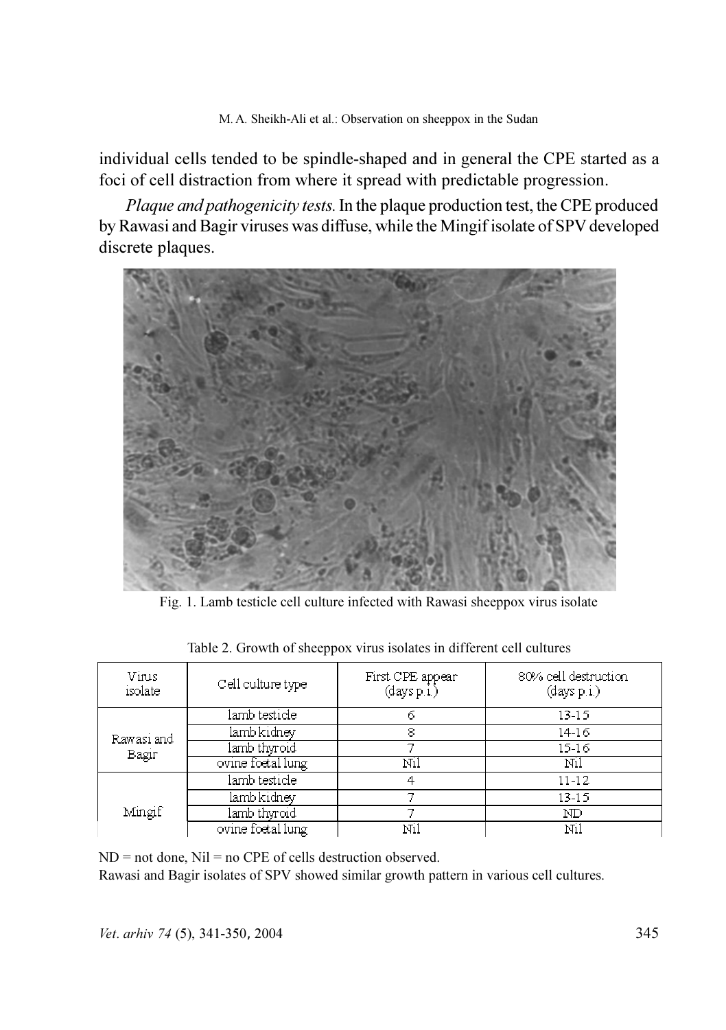individual cells tended to be spindle-shaped and in general the CPE started as a foci of cell distraction from where it spread with predictable progression.

*Plaque and pathogenicity tests.* In the plaque production test, the CPE produced by Rawasi and Bagir viruses was diffuse, while the Mingif isolate of SPV developed discrete plaques.

Fig. 1. Lamb testicle cell culture infected with Rawasi sheeppox virus isolate

Table 2. Growth of sheeppox virus isolates in different cell cultures

| Virus isolate | Cell culture type | First CPE appear (days p.i.) | 80% cell destruction (days p.i.) |
|---|---|---|---|
| Rawasi and Bagir | lamb testicle | 6 | 13-15 |
| | lamb kidney | 8 | 14-16 |
| | lamb thyroid | 7 | 15-16 |
| | ovine foetal lung | Nil | Nil |
| Mingif | lamb testicle | 4 | 11-12 |
| | lamb kidney | 7 | 13-15 |
| | lamb thyroid | 7 | ND |
| | ovine foetal lung | Nil | Nil |

ND = not done, Nil = no CPE of cells destruction observed.
Rawasi and Bagir isolates of SPV showed similar growth pattern in various cell cultures.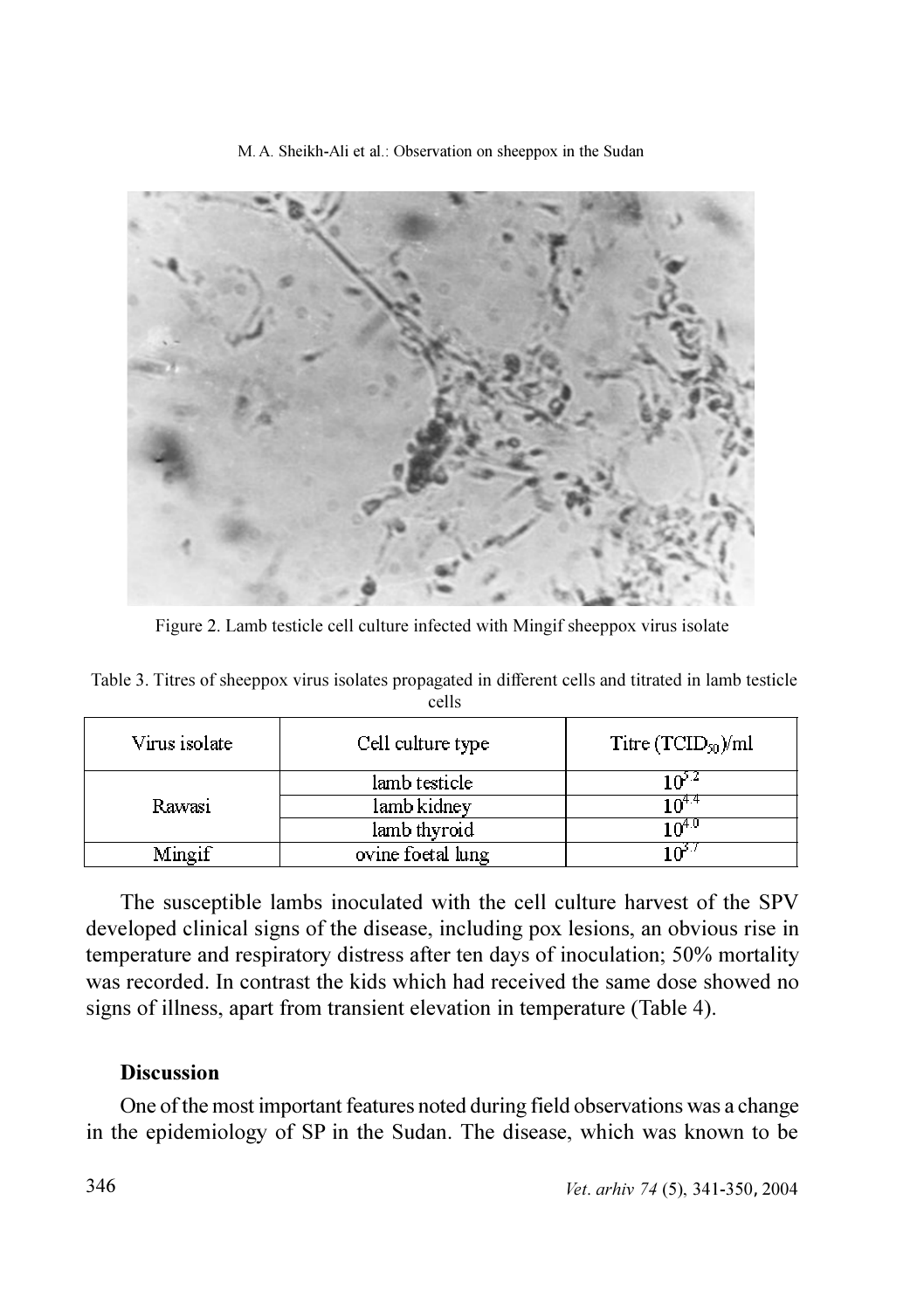Figure 2. Lamb testicle cell culture infected with Mingif sheeppox virus isolate

Table 3. Titres of sheeppox virus isolates propagated in different cells and titrated in lamb testicle cells

| Virus isolate | Cell culture type | Titre ($TCID_{50}$)/ml |
|---|---|---|
| Rawasi | lamb testicle | $10^{5.2}$ |
| | lamb kidney | $10^{4.4}$ |
| | lamb thyroid | $10^{4.0}$ |
| Mingif | ovine foetal lung | $10^{3.7}$ |

The susceptible lambs inoculated with the cell culture harvest of the SPV developed clinical signs of the disease, including pox lesions, an obvious rise in temperature and respiratory distress after ten days of inoculation; 50% mortality was recorded. In contrast the kids which had received the same dose showed no signs of illness, apart from transient elevation in temperature (Table 4).

## Discussion

One of the most important features noted during field observations was a change in the epidemiology of SP in the Sudan. The disease, which was known to be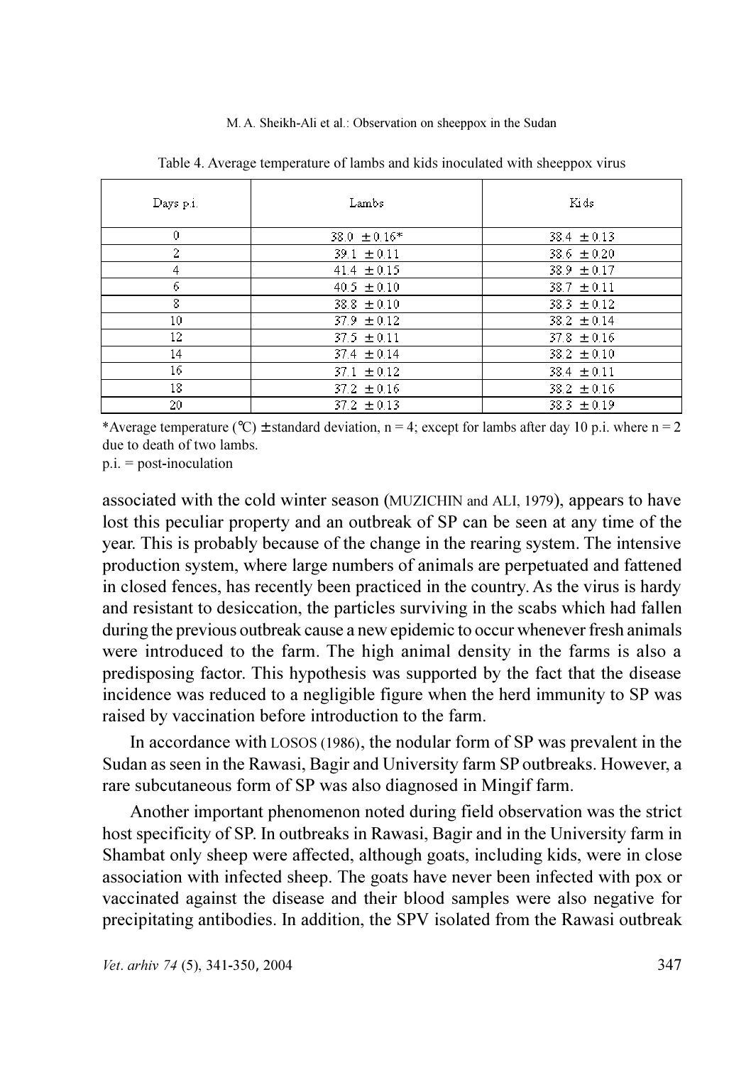Table 4. Average temperature of lambs and kids inoculated with sheeppox virus

| Days p.i. | Lambs | Kids |
|---|---|---|
| 0 | 38.0 ± 0.16* | 38.4 ± 0.13 |
| 2 | 39.1 ± 0.11 | 38.6 ± 0.20 |
| 4 | 41.4 ± 0.15 | 38.9 ± 0.17 |
| 6 | 40.5 ± 0.10 | 38.7 ± 0.11 |
| 8 | 38.8 ± 0.10 | 38.3 ± 0.12 |
| 10 | 37.9 ± 0.12 | 38.2 ± 0.14 |
| 12 | 37.5 ± 0.11 | 37.8 ± 0.16 |
| 14 | 37.4 ± 0.14 | 38.2 ± 0.10 |
| 16 | 37.1 ± 0.12 | 38.4 ± 0.11 |
| 18 | 37.2 ± 0.16 | 38.2 ± 0.16 |
| 20 | 37.2 ± 0.13 | 38.3 ± 0.19 |

*Average temperature (℃) ± standard deviation, n = 4; except for lambs after day 10 p.i. where n = 2 due to death of two lambs.
p.i. = post-inoculation

associated with the cold winter season (MUZICHIN and ALI, 1979), appears to have lost this peculiar property and an outbreak of SP can be seen at any time of the year. This is probably because of the change in the rearing system. The intensive production system, where large numbers of animals are perpetuated and fattened in closed fences, has recently been practiced in the country. As the virus is hardy and resistant to desiccation, the particles surviving in the scabs which had fallen during the previous outbreak cause a new epidemic to occur whenever fresh animals were introduced to the farm. The high animal density in the farms is also a predisposing factor. This hypothesis was supported by the fact that the disease incidence was reduced to a negligible figure when the herd immunity to SP was raised by vaccination before introduction to the farm.

In accordance with LOSOS (1986), the nodular form of SP was prevalent in the Sudan as seen in the Rawasi, Bagir and University farm SP outbreaks. However, a rare subcutaneous form of SP was also diagnosed in Mingif farm.

Another important phenomenon noted during field observation was the strict host specificity of SP. In outbreaks in Rawasi, Bagir and in the University farm in Shambat only sheep were affected, although goats, including kids, were in close association with infected sheep. The goats have never been infected with pox or vaccinated against the disease and their blood samples were also negative for precipitating antibodies. In addition, the SPV isolated from the Rawasi outbreak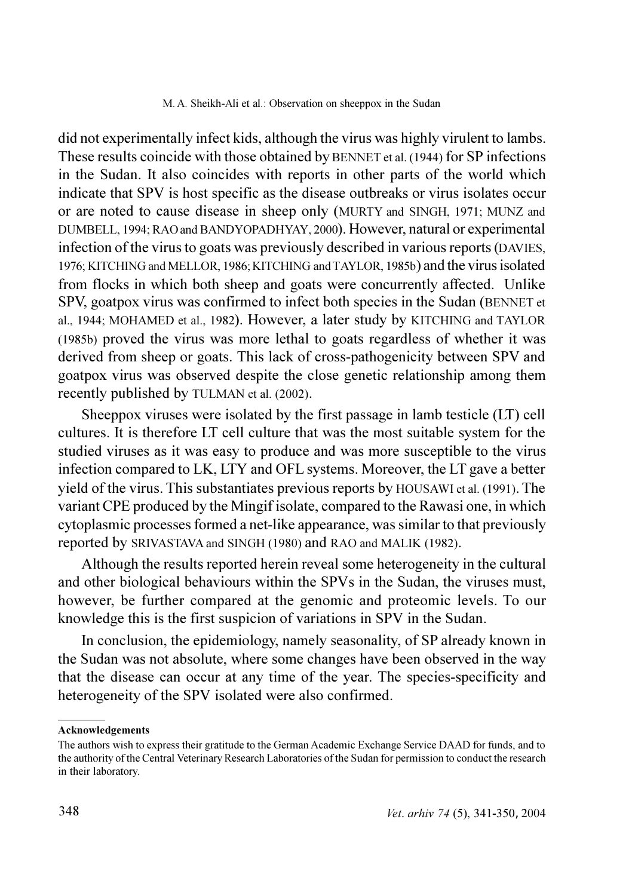did not experimentally infect kids, although the virus was highly virulent to lambs. These results coincide with those obtained by BENNET et al. (1944) for SP infections in the Sudan. It also coincides with reports in other parts of the world which indicate that SPV is host specific as the disease outbreaks or virus isolates occur or are noted to cause disease in sheep only (MURTY and SINGH, 1971; MUNZ and DUMBELL, 1994; RAO and BANDYOPADHYAY, 2000). However, natural or experimental infection of the virus to goats was previously described in various reports (DAVIES, 1976; KITCHING and MELLOR, 1986; KITCHING and TAYLOR, 1985b) and the virus isolated from flocks in which both sheep and goats were concurrently affected. Unlike SPV, goatpox virus was confirmed to infect both species in the Sudan (BENNET et al., 1944; MOHAMED et al., 1982). However, a later study by KITCHING and TAYLOR (1985b) proved the virus was more lethal to goats regardless of whether it was derived from sheep or goats. This lack of cross-pathogenicity between SPV and goatpox virus was observed despite the close genetic relationship among them recently published by TULMAN et al. (2002).

Sheeppox viruses were isolated by the first passage in lamb testicle (LT) cell cultures. It is therefore LT cell culture that was the most suitable system for the studied viruses as it was easy to produce and was more susceptible to the virus infection compared to LK, LTY and OFL systems. Moreover, the LT gave a better yield of the virus. This substantiates previous reports by HOUSAWI et al. (1991). The variant CPE produced by the Mingif isolate, compared to the Rawasi one, in which cytoplasmic processes formed a net-like appearance, was similar to that previously reported by SRIVASTAVA and SINGH (1980) and RAO and MALIK (1982).

Although the results reported herein reveal some heterogeneity in the cultural and other biological behaviours within the SPVs in the Sudan, the viruses must, however, be further compared at the genomic and proteomic levels. To our knowledge this is the first suspicion of variations in SPV in the Sudan.

In conclusion, the epidemiology, namely seasonality, of SP already known in the Sudan was not absolute, where some changes have been observed in the way that the disease can occur at any time of the year. The species-specificity and heterogeneity of the SPV isolated were also confirmed.

---

**Acknowledgements**

The authors wish to express their gratitude to the German Academic Exchange Service DAAD for funds, and to the authority of the Central Veterinary Research Laboratories of the Sudan for permission to conduct the research in their laboratory.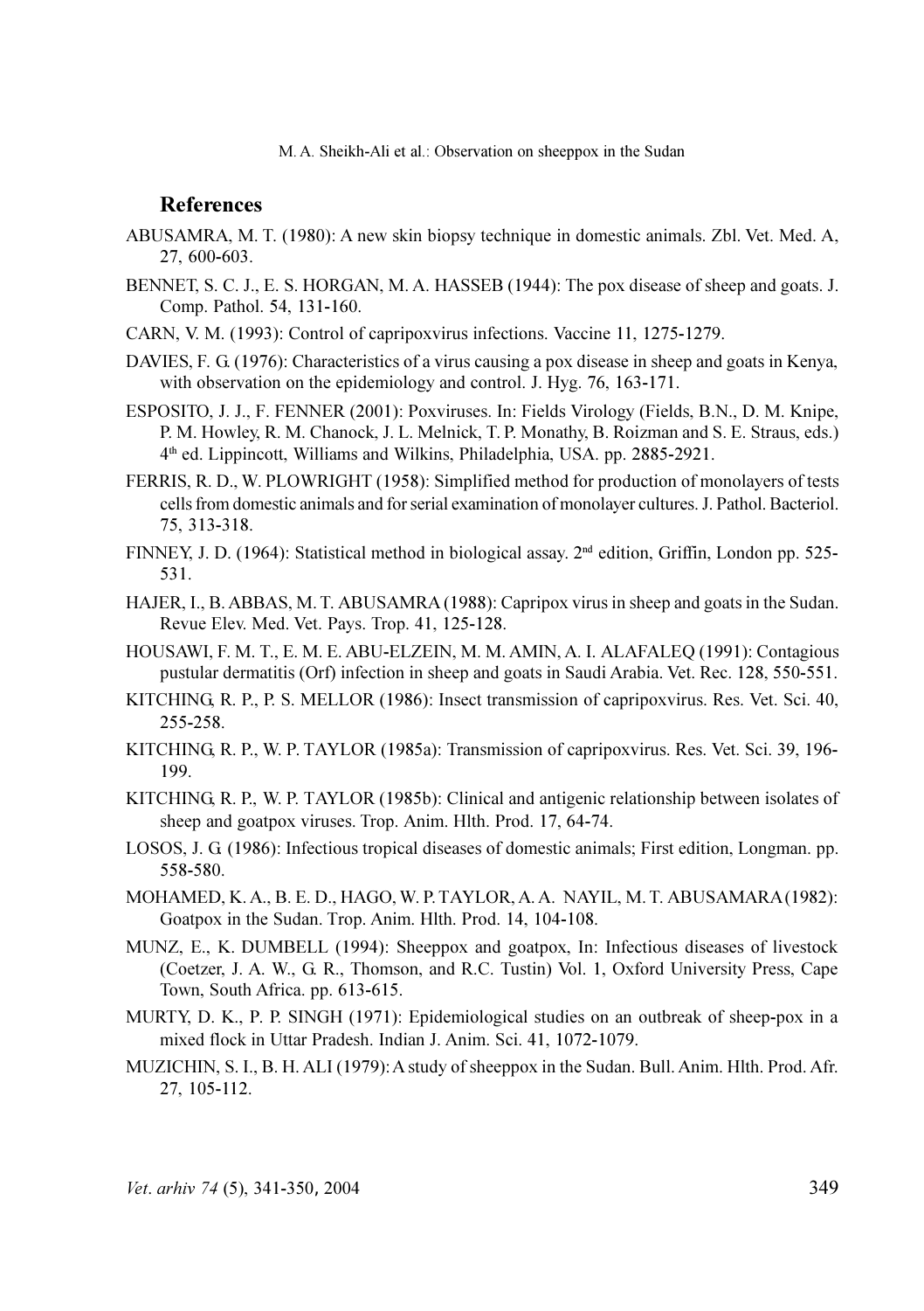## References

ABUSAMRA, M. T. (1980): A new skin biopsy technique in domestic animals. Zbl. Vet. Med. A, 27, 600-603.

BENNET, S. C. J., E. S. HORGAN, M. A. HASSEB (1944): The pox disease of sheep and goats. J. Comp. Pathol. 54, 131-160.

CARN, V. M. (1993): Control of capripoxvirus infections. Vaccine 11, 1275-1279.

DAVIES, F. G. (1976): Characteristics of a virus causing a pox disease in sheep and goats in Kenya, with observation on the epidemiology and control. J. Hyg. 76, 163-171.

ESPOSITO, J. J., F. FENNER (2001): Poxviruses. In: Fields Virology (Fields, B.N., D. M. Knipe, P. M. Howley, R. M. Chanock, J. L. Melnick, T. P. Monathy, B. Roizman and S. E. Straus, eds.) 4th ed. Lippincott, Williams and Wilkins, Philadelphia, USA. pp. 2885-2921.

FERRIS, R. D., W. PLOWRIGHT (1958): Simplified method for production of monolayers of tests cells from domestic animals and for serial examination of monolayer cultures. J. Pathol. Bacteriol. 75, 313-318.

FINNEY, J. D. (1964): Statistical method in biological assay. 2nd edition, Griffin, London pp. 525-531.

HAJER, I., B. ABBAS, M. T. ABUSAMRA (1988): Capripox virus in sheep and goats in the Sudan. Revue Elev. Med. Vet. Pays. Trop. 41, 125-128.

HOUSAWI, F. M. T., E. M. E. ABU-ELZEIN, M. M. AMIN, A. I. ALAFALEQ (1991): Contagious pustular dermatitis (Orf) infection in sheep and goats in Saudi Arabia. Vet. Rec. 128, 550-551.

KITCHING, R. P., P. S. MELLOR (1986): Insect transmission of capripoxvirus. Res. Vet. Sci. 40, 255-258.

KITCHING, R. P., W. P. TAYLOR (1985a): Transmission of capripoxvirus. Res. Vet. Sci. 39, 196-199.

KITCHING, R. P., W. P. TAYLOR (1985b): Clinical and antigenic relationship between isolates of sheep and goatpox viruses. Trop. Anim. Hlth. Prod. 17, 64-74.

LOSOS, J. G. (1986): Infectious tropical diseases of domestic animals; First edition, Longman. pp. 558-580.

MOHAMED, K. A., B. E. D., HAGO, W. P. TAYLOR, A. A. NAYIL, M. T. ABUSAMARA (1982): Goatpox in the Sudan. Trop. Anim. Hlth. Prod. 14, 104-108.

MUNZ, E., K. DUMBELL (1994): Sheeppox and goatpox, In: Infectious diseases of livestock (Coetzer, J. A. W., G. R., Thomson, and R.C. Tustin) Vol. 1, Oxford University Press, Cape Town, South Africa. pp. 613-615.

MURTY, D. K., P. P. SINGH (1971): Epidemiological studies on an outbreak of sheep-pox in a mixed flock in Uttar Pradesh. Indian J. Anim. Sci. 41, 1072-1079.

MUZICHIN, S. I., B. H. ALI (1979): A study of sheeppox in the Sudan. Bull. Anim. Hlth. Prod. Afr. 27, 105-112.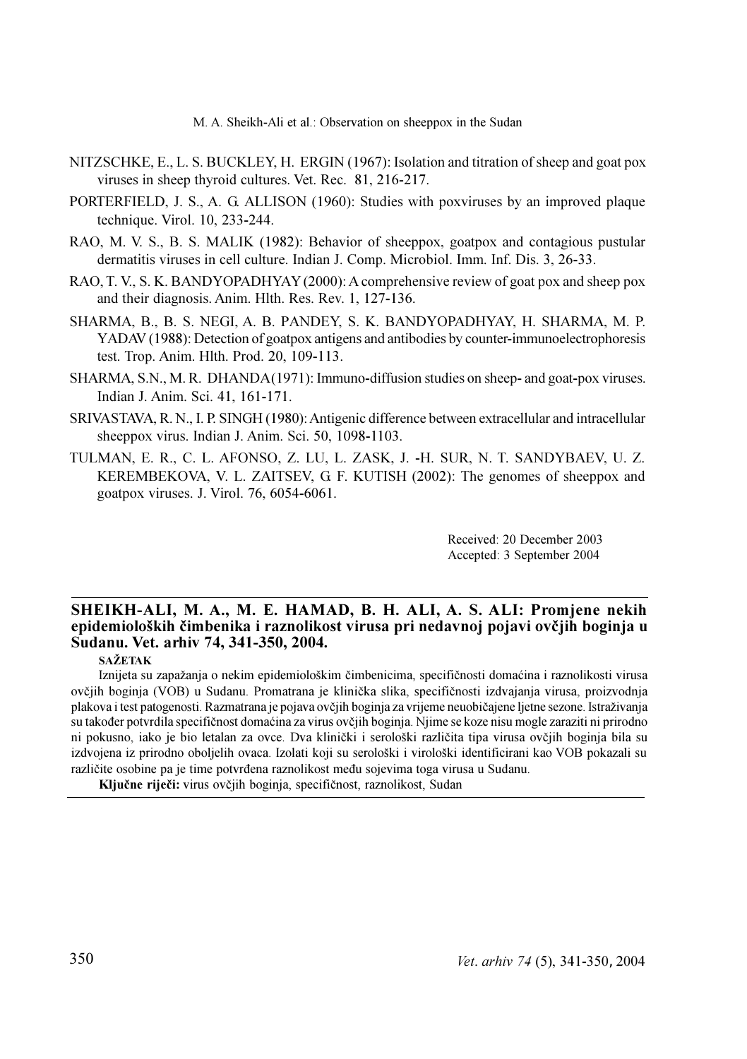NITZSCHKE, E., L. S. BUCKLEY, H. ERGIN (1967): Isolation and titration of sheep and goat pox viruses in sheep thyroid cultures. Vet. Rec. 81, 216-217.

PORTERFIELD, J. S., A. G. ALLISON (1960): Studies with poxviruses by an improved plaque technique. Virol. 10, 233-244.

RAO, M. V. S., B. S. MALIK (1982): Behavior of sheeppox, goatpox and contagious pustular dermatitis viruses in cell culture. Indian J. Comp. Microbiol. Imm. Inf. Dis. 3, 26-33.

RAO, T. V., S. K. BANDYOPADHYAY (2000): A comprehensive review of goat pox and sheep pox and their diagnosis. Anim. Hlth. Res. Rev. 1, 127-136.

SHARMA, B., B. S. NEGI, A. B. PANDEY, S. K. BANDYOPADHYAY, H. SHARMA, M. P. YADAV (1988): Detection of goatpox antigens and antibodies by counter-immunoelectrophoresis test. Trop. Anim. Hlth. Prod. 20, 109-113.

SHARMA, S.N., M. R. DHANDA(1971): Immuno-diffusion studies on sheep- and goat-pox viruses. Indian J. Anim. Sci. 41, 161-171.

SRIVASTAVA, R. N., I. P. SINGH (1980): Antigenic difference between extracellular and intracellular sheeppox virus. Indian J. Anim. Sci. 50, 1098-1103.

TULMAN, E. R., C. L. AFONSO, Z. LU, L. ZASK, J. -H. SUR, N. T. SANDYBAEV, U. Z. KEREMBEKOVA, V. L. ZAITSEV, G. F. KUTISH (2002): The genomes of sheeppox and goatpox viruses. J. Virol. 76, 6054-6061.

Received: 20 December 2003
Accepted: 3 September 2004

---

**SHEIKH-ALI, M. A., M. E. HAMAD, B. H. ALI, A. S. ALI: Promjene nekih epidemioloških čimbenika i raznolikost virusa pri nedavnoj pojavi ovčjih boginja u Sudanu. Vet. arhiv 74, 341-350, 2004.**

**SAŽETAK**

Iznijeta su zapažanja o nekim epidemiološkim čimbenicima, specifičnosti domaćina i raznolikosti virusa ovčjih boginja (VOB) u Sudanu. Promatrana je klinička slika, specifičnosti izdvajanja virusa, proizvodnja plakova i test patogenosti. Razmatrana je pojava ovčjih boginja za vrijeme neuobičajene ljetne sezone. Istraživanja su također potvrdila specifičnost domaćina za virus ovčjih boginja. Njime se koze nisu mogle zaraziti ni prirodno ni pokusno, iako je bio letalan za ovce. Dva klinički i serološki različita tipa virusa ovčjih boginja bila su izdvojena iz prirodno oboljelih ovaca. Izolati koji su serološki i virološki identificirani kao VOB pokazali su različite osobine pa je time potvrđena raznolikost među sojevima toga virusa u Sudanu.

**Ključne riječi:** virus ovčjih boginja, specifičnost, raznolikost, Sudan